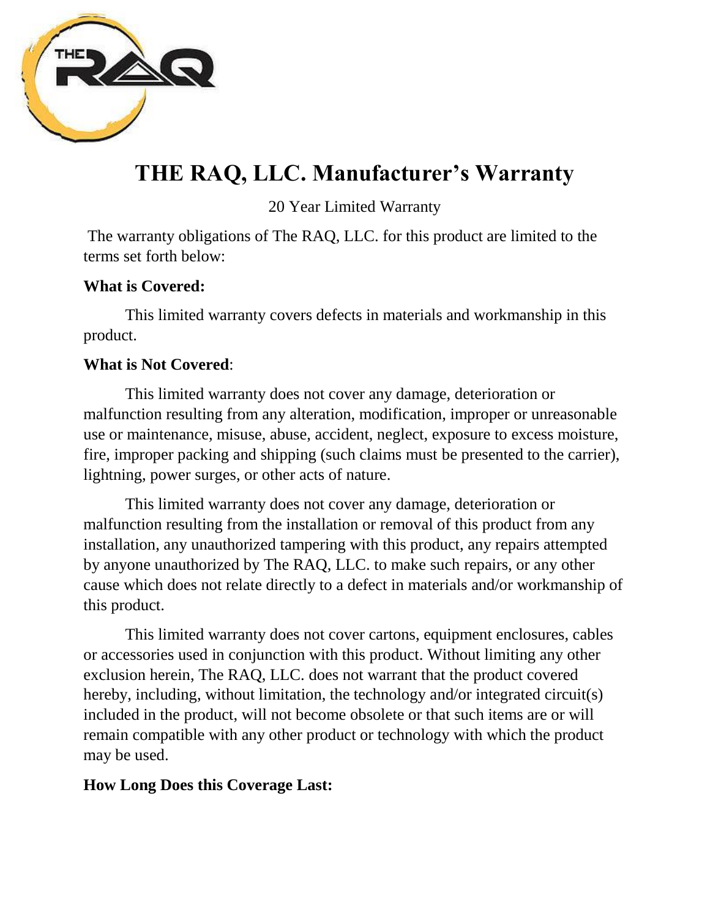# THE RAQ, LLC. Manufacturer's Warranty

20 Year Limited Warranty

The warranty obligations of The RAQ, LLC. for this product are limited to the terms set forth below:

**What is Covered:**

This limited warranty covers defects in materials and workmanship in this product.

**What is Not Covered**:

This limited warranty does not cover any damage, deterioration or malfunction resulting from any alteration, modification, improper or unreasonable use or maintenance, misuse, abuse, accident, neglect, exposure to excess moisture, fire, improper packing and shipping (such claims must be presented to the carrier), lightning, power surges, or other acts of nature.

This limited warranty does not cover any damage, deterioration or malfunction resulting from the installation or removal of this product from any installation, any unauthorized tampering with this product, any repairs attempted by anyone unauthorized by The RAQ, LLC. to make such repairs, or any other cause which does not relate directly to a defect in materials and/or workmanship of this product.

This limited warranty does not cover cartons, equipment enclosures, cables or accessories used in conjunction with this product. Without limiting any other exclusion herein, The RAQ, LLC. does not warrant that the product covered hereby, including, without limitation, the technology and/or integrated circuit(s) included in the product, will not become obsolete or that such items are or will remain compatible with any other product or technology with which the product may be used.

**How Long Does this Coverage Last:**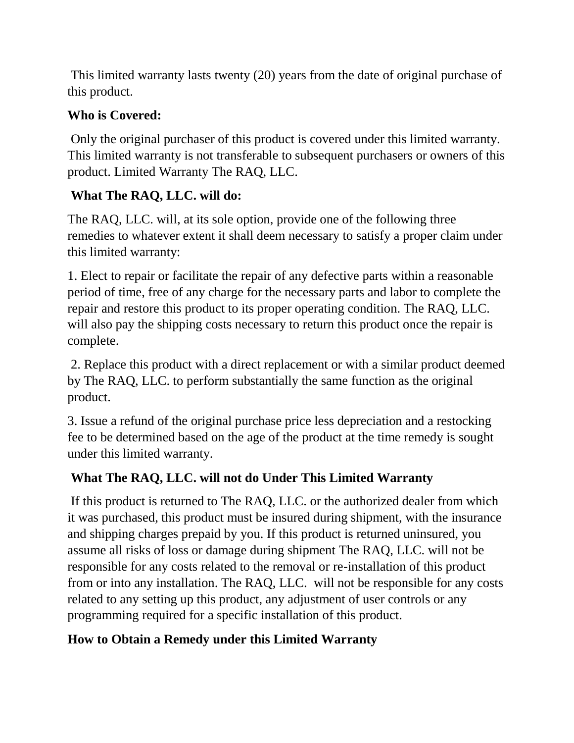This limited warranty lasts twenty (20) years from the date of original purchase of this product.

**Who is Covered:**

Only the original purchaser of this product is covered under this limited warranty. This limited warranty is not transferable to subsequent purchasers or owners of this product. Limited Warranty The RAQ, LLC.

**What The RAQ, LLC. will do:**

The RAQ, LLC. will, at its sole option, provide one of the following three remedies to whatever extent it shall deem necessary to satisfy a proper claim under this limited warranty:

1. Elect to repair or facilitate the repair of any defective parts within a reasonable period of time, free of any charge for the necessary parts and labor to complete the repair and restore this product to its proper operating condition. The RAQ, LLC. will also pay the shipping costs necessary to return this product once the repair is complete.

2. Replace this product with a direct replacement or with a similar product deemed by The RAQ, LLC. to perform substantially the same function as the original product.

3. Issue a refund of the original purchase price less depreciation and a restocking fee to be determined based on the age of the product at the time remedy is sought under this limited warranty.

**What The RAQ, LLC. will not do Under This Limited Warranty**

If this product is returned to The RAQ, LLC. or the authorized dealer from which it was purchased, this product must be insured during shipment, with the insurance and shipping charges prepaid by you. If this product is returned uninsured, you assume all risks of loss or damage during shipment The RAQ, LLC. will not be responsible for any costs related to the removal or re-installation of this product from or into any installation. The RAQ, LLC. will not be responsible for any costs related to any setting up this product, any adjustment of user controls or any programming required for a specific installation of this product.

**How to Obtain a Remedy under this Limited Warranty**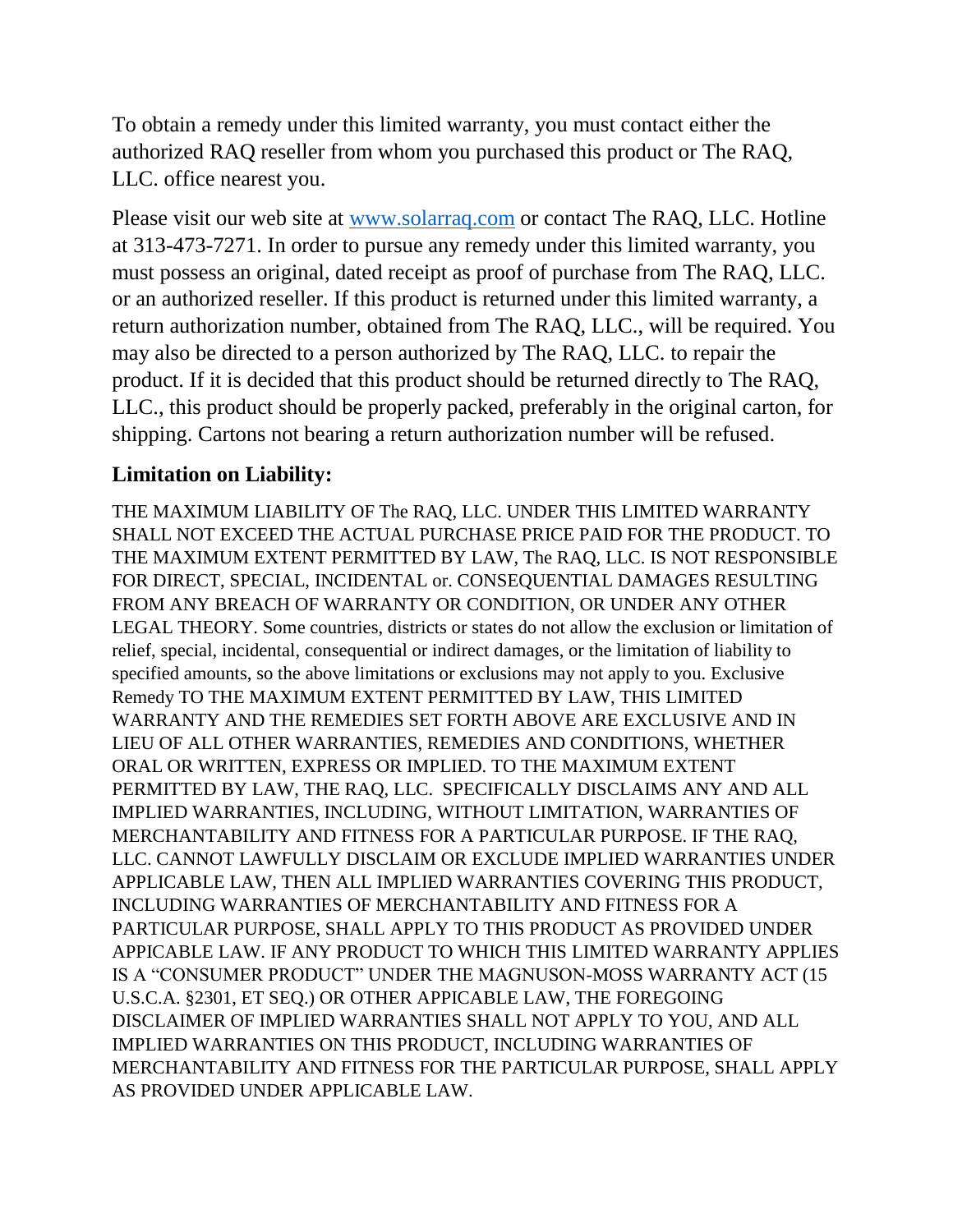To obtain a remedy under this limited warranty, you must contact either the authorized RAQ reseller from whom you purchased this product or The RAQ, LLC. office nearest you.

Please visit our web site at [www.solarraq.com](http://www.solarraq.com) or contact The RAQ, LLC. Hotline at 313-473-7271. In order to pursue any remedy under this limited warranty, you must possess an original, dated receipt as proof of purchase from The RAQ, LLC. or an authorized reseller. If this product is returned under this limited warranty, a return authorization number, obtained from The RAQ, LLC., will be required. You may also be directed to a person authorized by The RAQ, LLC. to repair the product. If it is decided that this product should be returned directly to The RAQ, LLC., this product should be properly packed, preferably in the original carton, for shipping. Cartons not bearing a return authorization number will be refused.

### Limitation on Liability:

THE MAXIMUM LIABILITY OF The RAQ, LLC. UNDER THIS LIMITED WARRANTY SHALL NOT EXCEED THE ACTUAL PURCHASE PRICE PAID FOR THE PRODUCT. TO THE MAXIMUM EXTENT PERMITTED BY LAW, The RAQ, LLC. IS NOT RESPONSIBLE FOR DIRECT, SPECIAL, INCIDENTAL or. CONSEQUENTIAL DAMAGES RESULTING FROM ANY BREACH OF WARRANTY OR CONDITION, OR UNDER ANY OTHER LEGAL THEORY. Some countries, districts or states do not allow the exclusion or limitation of relief, special, incidental, consequential or indirect damages, or the limitation of liability to specified amounts, so the above limitations or exclusions may not apply to you. Exclusive Remedy TO THE MAXIMUM EXTENT PERMITTED BY LAW, THIS LIMITED WARRANTY AND THE REMEDIES SET FORTH ABOVE ARE EXCLUSIVE AND IN LIEU OF ALL OTHER WARRANTIES, REMEDIES AND CONDITIONS, WHETHER ORAL OR WRITTEN, EXPRESS OR IMPLIED. TO THE MAXIMUM EXTENT PERMITTED BY LAW, THE RAQ, LLC. SPECIFICALLY DISCLAIMS ANY AND ALL IMPLIED WARRANTIES, INCLUDING, WITHOUT LIMITATION, WARRANTIES OF MERCHANTABILITY AND FITNESS FOR A PARTICULAR PURPOSE. IF THE RAQ, LLC. CANNOT LAWFULLY DISCLAIM OR EXCLUDE IMPLIED WARRANTIES UNDER APPLICABLE LAW, THEN ALL IMPLIED WARRANTIES COVERING THIS PRODUCT, INCLUDING WARRANTIES OF MERCHANTABILITY AND FITNESS FOR A PARTICULAR PURPOSE, SHALL APPLY TO THIS PRODUCT AS PROVIDED UNDER APPICABLE LAW. IF ANY PRODUCT TO WHICH THIS LIMITED WARRANTY APPLIES IS A "CONSUMER PRODUCT" UNDER THE MAGNUSON-MOSS WARRANTY ACT (15 U.S.C.A. §2301, ET SEQ.) OR OTHER APPICABLE LAW, THE FOREGOING DISCLAIMER OF IMPLIED WARRANTIES SHALL NOT APPLY TO YOU, AND ALL IMPLIED WARRANTIES ON THIS PRODUCT, INCLUDING WARRANTIES OF MERCHANTABILITY AND FITNESS FOR THE PARTICULAR PURPOSE, SHALL APPLY AS PROVIDED UNDER APPLICABLE LAW.